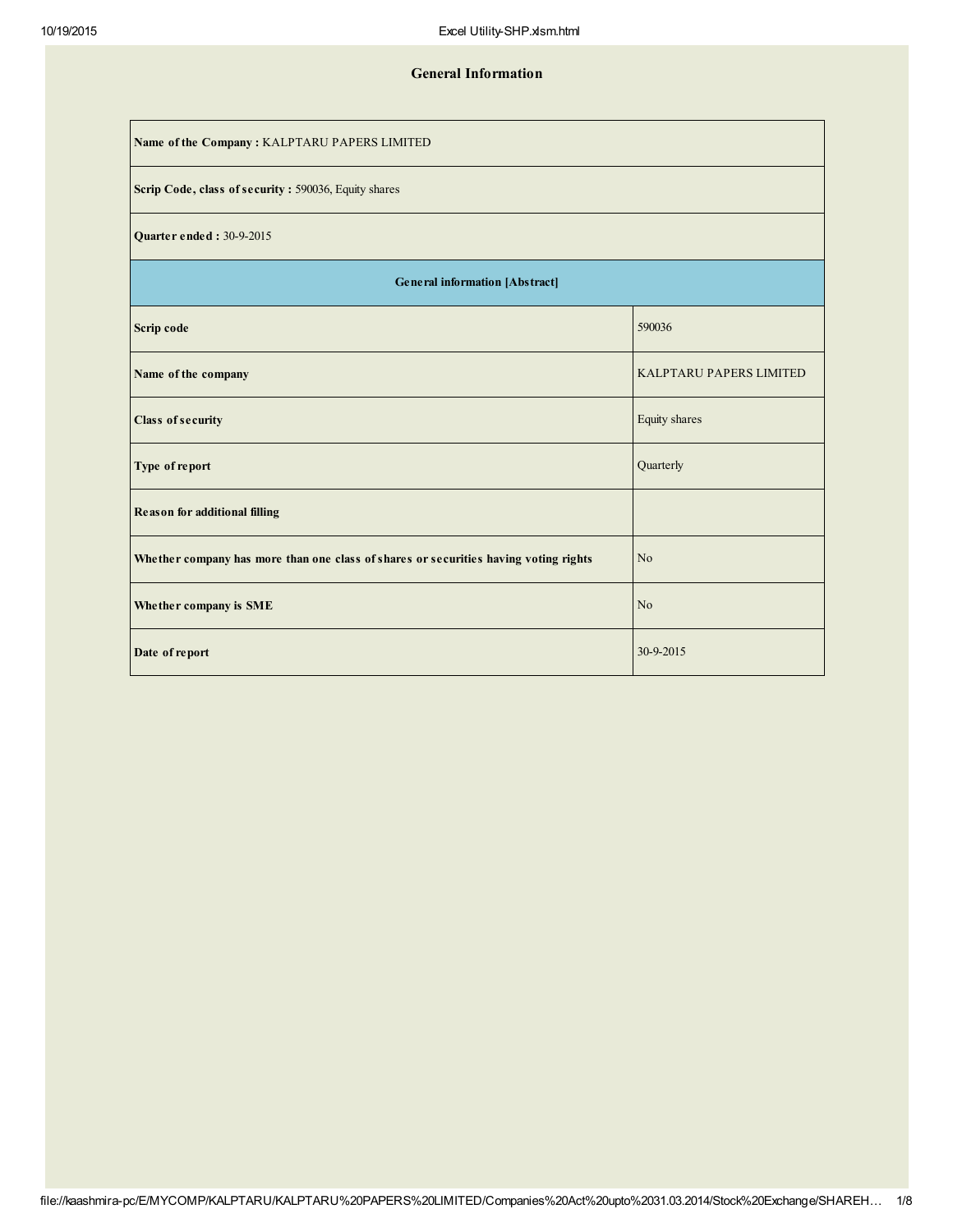# General Information

| Name of the Company : KALPTARU PAPERS LIMITED | |
|---|---|
| **Scrip Code, class of security :** 590036, Equity shares | |
| **Quarter ended :** 30-9-2015 | |
| **General information [Abstract]** | |
| **Scrip code** | 590036 |
| **Name of the company** | KALPTARU PAPERS LIMITED |
| **Class of security** | Equity shares |
| **Type of report** | Quarterly |
| **Reason for additional filling** | |
| **Whether company has more than one class of shares or securities having voting rights** | No |
| **Whether company is SME** | No |
| **Date of report** | 30-9-2015 |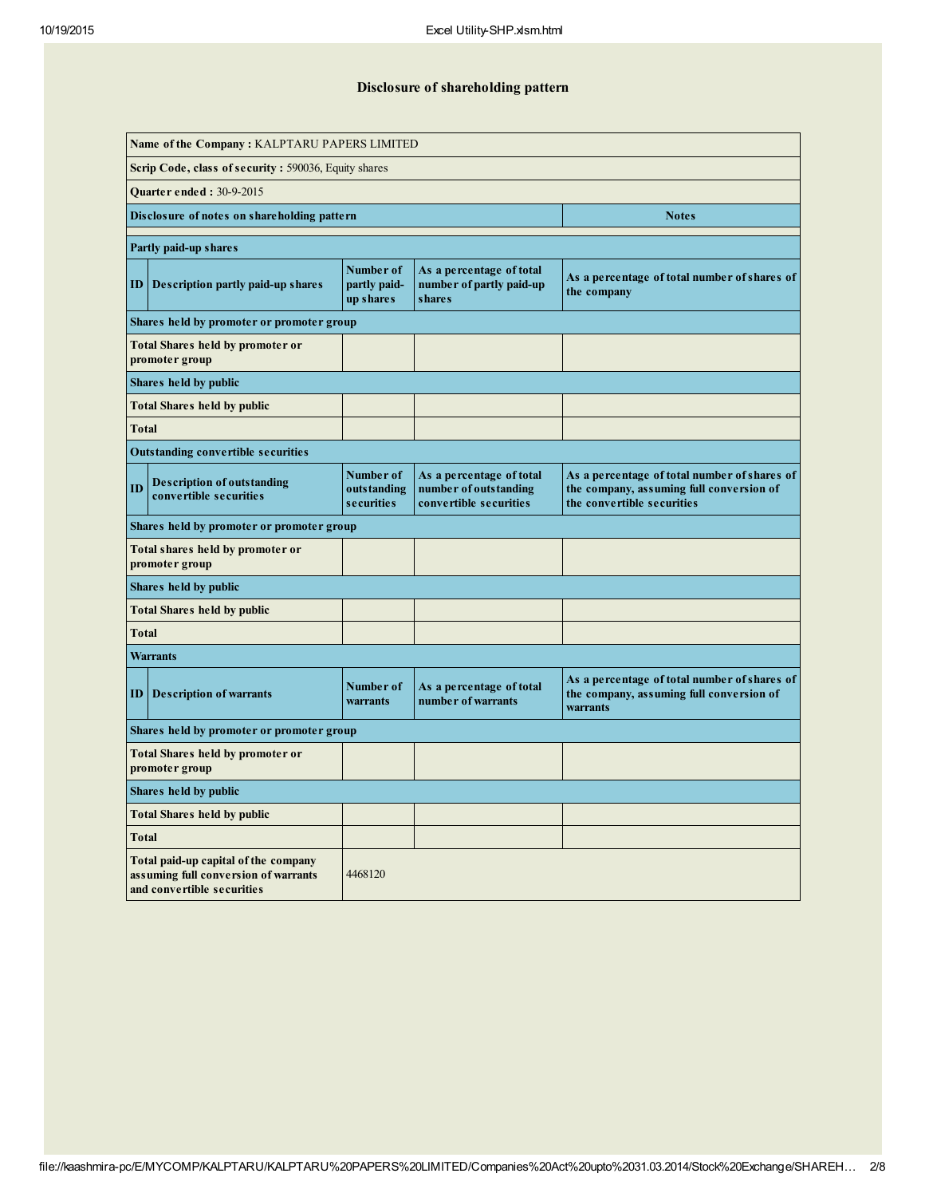# Disclosure of shareholding pattern

| Name of the Company : KALPTARU PAPERS LIMITED | | | | |
|---|---|---|---|---|
| Scrip Code, class of security : 590036, Equity shares | | | | |
| Quarter ended : 30-9-2015 | | | | |
| Disclosure of notes on shareholding pattern | | | | Notes |
| Partly paid-up shares | | | | |
| ID | Description partly paid-up shares | Number of partly paid-up shares | As a percentage of total number of partly paid-up shares | As a percentage of total number of shares of the company |
| Shares held by promoter or promoter group | | | | |
| Total Shares held by promoter or promoter group | | | | |
| Shares held by public | | | | |
| Total Shares held by public | | | | |
| Total | | | | |
| Outstanding convertible securities | | | | |
| ID | Description of outstanding convertible securities | Number of outstanding securities | As a percentage of total number of outstanding convertible securities | As a percentage of total number of shares of the company, assuming full conversion of the convertible securities |
| Shares held by promoter or promoter group | | | | |
| Total shares held by promoter or promoter group | | | | |
| Shares held by public | | | | |
| Total Shares held by public | | | | |
| Total | | | | |
| Warrants | | | | |
| ID | Description of warrants | Number of warrants | As a percentage of total number of warrants | As a percentage of total number of shares of the company, assuming full conversion of warrants |
| Shares held by promoter or promoter group | | | | |
| Total Shares held by promoter or promoter group | | | | |
| Shares held by public | | | | |
| Total Shares held by public | | | | |
| Total | | | | |
| Total paid-up capital of the company assuming full conversion of warrants and convertible securities | | 4468120 | | |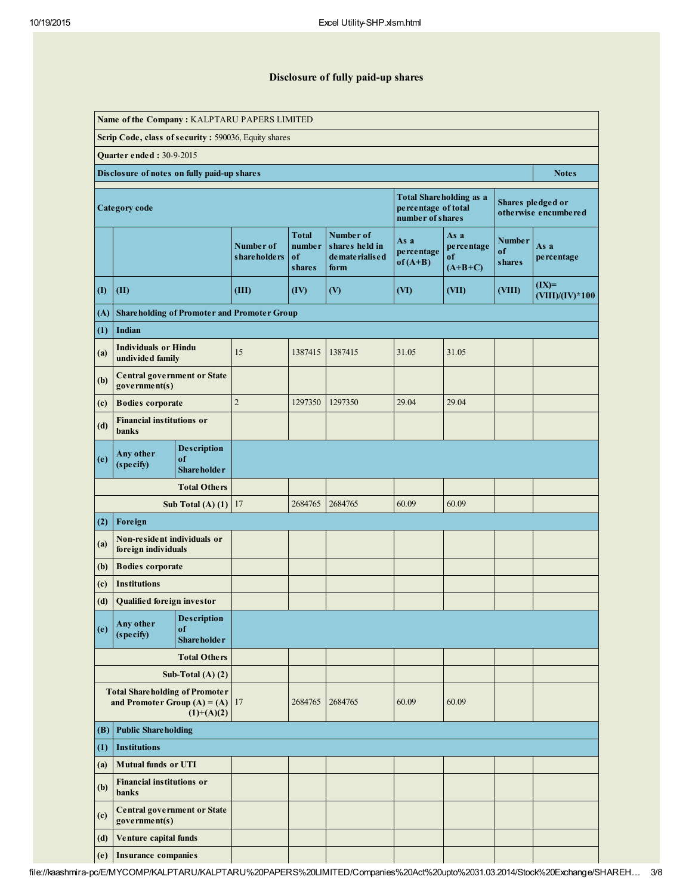## Disclosure of fully paid-up shares

| | | | | | | | | | |
|---|---|---|---|---|---|---|---|---|---|
| **Name of the Company :** KALPTARU PAPERS LIMITED | | | | | | | | | |
| **Scrip Code, class of security :** 590036, Equity shares | | | | | | | | | |
| **Quarter ended :** 30-9-2015 | | | | | | | | | |
| **Disclosure of notes on fully paid-up shares** | | | | | | | | | **Notes** |
| **Category code** | | | | | | **Total Shareholding as a percentage of total number of shares** | | **Shares pledged or otherwise encumbered** | |
| | | | **Number of shareholders** | **Total number of shares** | **Number of shares held in dematerialised form** | **As a percentage of (A+B)** | **As a percentage of (A+B+C)** | **Number of shares** | **As a percentage** |
| **(I)** | **(II)** | | **(III)** | **(IV)** | **(V)** | **(VI)** | **(VII)** | **(VIII)** | **(IX)= (VIII)/(IV)*100** |
| **(A)** | **Shareholding of Promoter and Promoter Group** | | | | | | | | |
| **(1)** | **Indian** | | | | | | | | |
| **(a)** | **Individuals or Hindu undivided family** | | 15 | 1387415 | 1387415 | 31.05 | 31.05 | | |
| **(b)** | **Central government or State government(s)** | | | | | | | | |
| **(c)** | **Bodies corporate** | | 2 | 1297350 | 1297350 | 29.04 | 29.04 | | |
| **(d)** | **Financial institutions or banks** | | | | | | | | |
| **(e)** | **Any other (specify)** | **Description of Shareholder** | | | | | | | |
| | | **Total Others** | | | | | | | |
| | | **Sub Total (A) (1)** | 17 | 2684765 | 2684765 | 60.09 | 60.09 | | |
| **(2)** | **Foreign** | | | | | | | | |
| **(a)** | **Non-resident individuals or foreign individuals** | | | | | | | | |
| **(b)** | **Bodies corporate** | | | | | | | | |
| **(c)** | **Institutions** | | | | | | | | |
| **(d)** | **Qualified foreign investor** | | | | | | | | |
| **(e)** | **Any other (specify)** | **Description of Shareholder** | | | | | | | |
| | | **Total Others** | | | | | | | |
| | | **Sub-Total (A) (2)** | | | | | | | |
| | | **Total Shareholding of Promoter and Promoter Group (A) = (A)(1)+(A)(2)** | 17 | 2684765 | 2684765 | 60.09 | 60.09 | | |
| **(B)** | **Public Shareholding** | | | | | | | | |
| **(1)** | **Institutions** | | | | | | | | |
| **(a)** | **Mutual funds or UTI** | | | | | | | | |
| **(b)** | **Financial institutions or banks** | | | | | | | | |
| **(c)** | **Central government or State government(s)** | | | | | | | | |
| **(d)** | **Venture capital funds** | | | | | | | | |
| **(e)** | **Insurance companies** | | | | | | | | |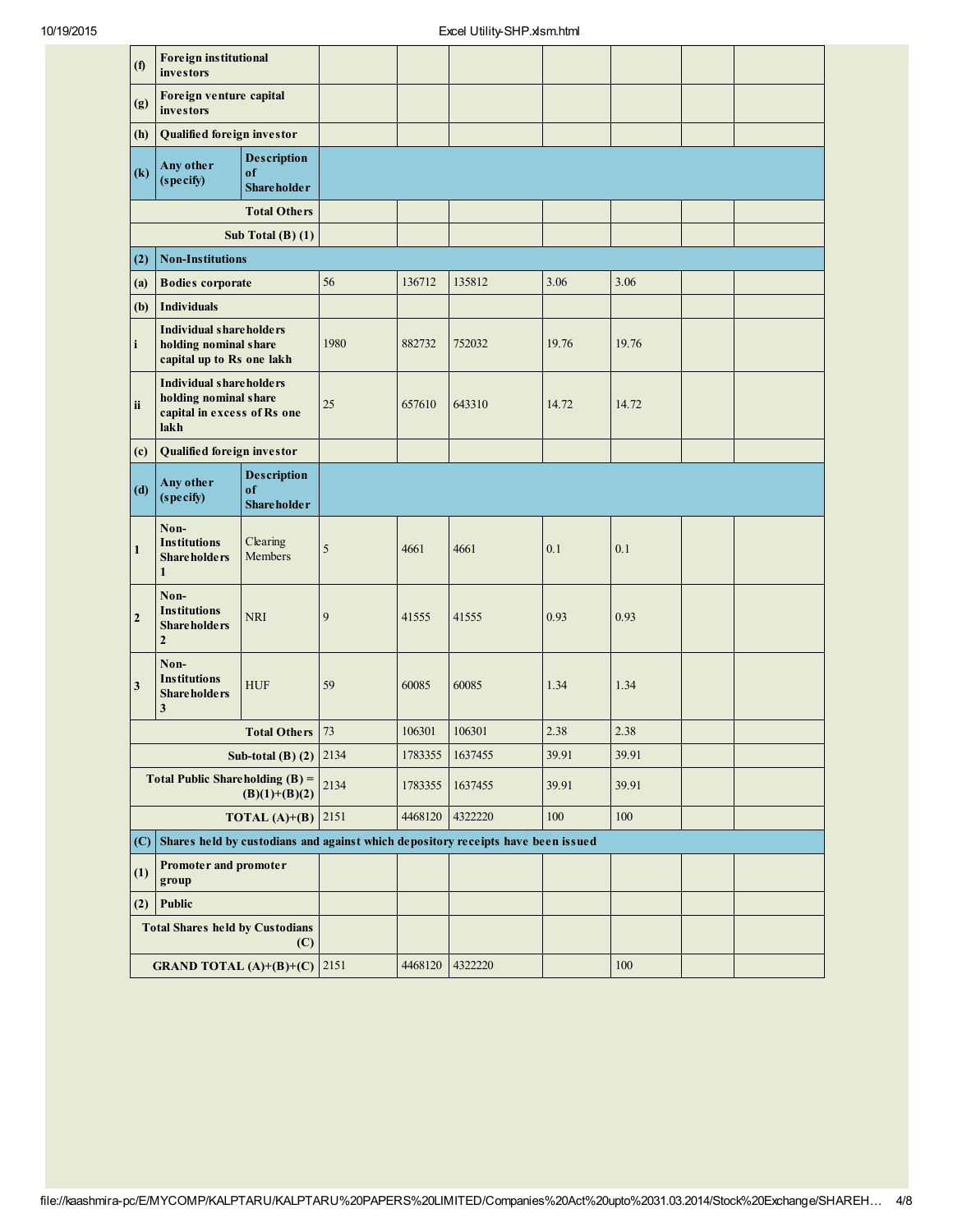| | | | | | | | | | |
|---|---|---|---|---|---|---|---|---|---|
| **(f)** | **Foreign institutional investors** | | | | | | | | |
| **(g)** | **Foreign venture capital investors** | | | | | | | | |
| **(h)** | **Qualified foreign investor** | | | | | | | | |
| **(k)** | **Any other (specify)** | **Description of Shareholder** | | | | | | | |
| | | **Total Others** | | | | | | | |
| | | **Sub Total (B) (1)** | | | | | | | |
| **(2)** | **Non-Institutions** | | | | | | | | |
| **(a)** | **Bodies corporate** | | 56 | 136712 | 135812 | 3.06 | 3.06 | | |
| **(b)** | **Individuals** | | | | | | | | |
| **i** | **Individual shareholders holding nominal share capital up to Rs one lakh** | | 1980 | 882732 | 752032 | 19.76 | 19.76 | | |
| **ii** | **Individual shareholders holding nominal share capital in excess of Rs one lakh** | | 25 | 657610 | 643310 | 14.72 | 14.72 | | |
| **(c)** | **Qualified foreign investor** | | | | | | | | |
| **(d)** | **Any other (specify)** | **Description of Shareholder** | | | | | | | |
| **1** | **Non-Institutions Shareholders 1** | Clearing Members | 5 | 4661 | 4661 | 0.1 | 0.1 | | |
| **2** | **Non-Institutions Shareholders 2** | NRI | 9 | 41555 | 41555 | 0.93 | 0.93 | | |
| **3** | **Non-Institutions Shareholders 3** | HUF | 59 | 60085 | 60085 | 1.34 | 1.34 | | |
| | | **Total Others** | 73 | 106301 | 106301 | 2.38 | 2.38 | | |
| | | **Sub-total (B) (2)** | 2134 | 1783355 | 1637455 | 39.91 | 39.91 | | |
| | | **Total Public Shareholding (B) = (B)(1)+(B)(2)** | 2134 | 1783355 | 1637455 | 39.91 | 39.91 | | |
| | | **TOTAL (A)+(B)** | 2151 | 4468120 | 4322220 | 100 | 100 | | |
| **(C)** | **Shares held by custodians and against which depository receipts have been issued** | | | | | | | | |
| **(1)** | **Promoter and promoter group** | | | | | | | | |
| **(2)** | **Public** | | | | | | | | |
| | | **Total Shares held by Custodians (C)** | | | | | | | |
| | | **GRAND TOTAL (A)+(B)+(C)** | 2151 | 4468120 | 4322220 | | 100 | | |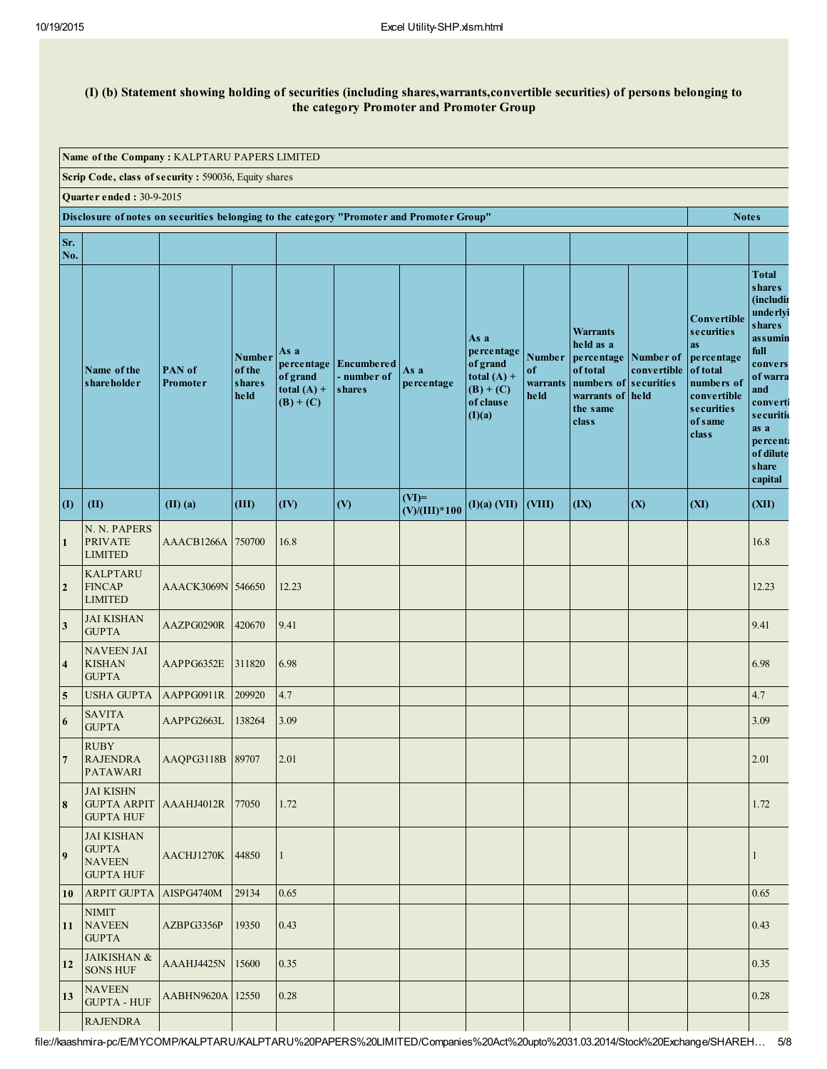## (I) (b) Statement showing holding of securities (including shares,warrants,convertible securities) of persons belonging to the category Promoter and Promoter Group

**Name of the Company :** KALPTARU PAPERS LIMITED

**Scrip Code, class of security :** 590036, Equity shares

**Quarter ended :** 30-9-2015

**Disclosure of notes on securities belonging to the category "Promoter and Promoter Group"** | **Notes**

| Sr. No. | Name of the shareholder | PAN of Promoter | Number of the shares held | As a percentage of grand total (A) + (B) + (C) | Encumbered - number of shares | As a percentage | As a percentage of grand total (A) + (B) + (C) of clause (I)(a) | Number of warrants held | Warrants held as a percentage of total numbers of warrants of the same class | Number of convertible securities held | Convertible securities as percentage of total numbers of convertible securities of same class | Total shares (including underlying shares assuming full conversion of warrants and convertible securities as a percentage of diluted share capital |
|---|---|---|---|---|---|---|---|---|---|---|---|---|
| (I) | (II) | (II) (a) | (III) | (IV) | (V) | (VI)= (V)/(III)*100 | (I)(a) (VII) | (VIII) | (IX) | (X) | (XI) | (XII) |
| 1 | N. N. PAPERS PRIVATE LIMITED | AAACB1266A | 750700 | 16.8 | | | | | | | | 16.8 |
| 2 | KALPTARU FINCAP LIMITED | AAACK3069N | 546650 | 12.23 | | | | | | | | 12.23 |
| 3 | JAI KISHAN GUPTA | AAZPG0290R | 420670 | 9.41 | | | | | | | | 9.41 |
| 4 | NAVEEN JAI KISHAN GUPTA | AAPPG6352E | 311820 | 6.98 | | | | | | | | 6.98 |
| 5 | USHA GUPTA | AAPPG0911R | 209920 | 4.7 | | | | | | | | 4.7 |
| 6 | SAVITA GUPTA | AAPPG2663L | 138264 | 3.09 | | | | | | | | 3.09 |
| 7 | RUBY RAJENDRA PATAWARI | AAQPG3118B | 89707 | 2.01 | | | | | | | | 2.01 |
| 8 | JAI KISHN GUPTA ARPIT GUPTA HUF | AAAHJ4012R | 77050 | 1.72 | | | | | | | | 1.72 |
| 9 | JAI KISHAN GUPTA NAVEEN GUPTA HUF | AACHJ1270K | 44850 | 1 | | | | | | | | 1 |
| 10 | ARPIT GUPTA | AISPG4740M | 29134 | 0.65 | | | | | | | | 0.65 |
| 11 | NIMIT NAVEEN GUPTA | AZBPG3356P | 19350 | 0.43 | | | | | | | | 0.43 |
| 12 | JAIKISHAN & SONS HUF | AAAHJ4425N | 15600 | 0.35 | | | | | | | | 0.35 |
| 13 | NAVEEN GUPTA - HUF | AABHN9620A | 12550 | 0.28 | | | | | | | | 0.28 |
| | RAJENDRA | | | | | | | | | | | |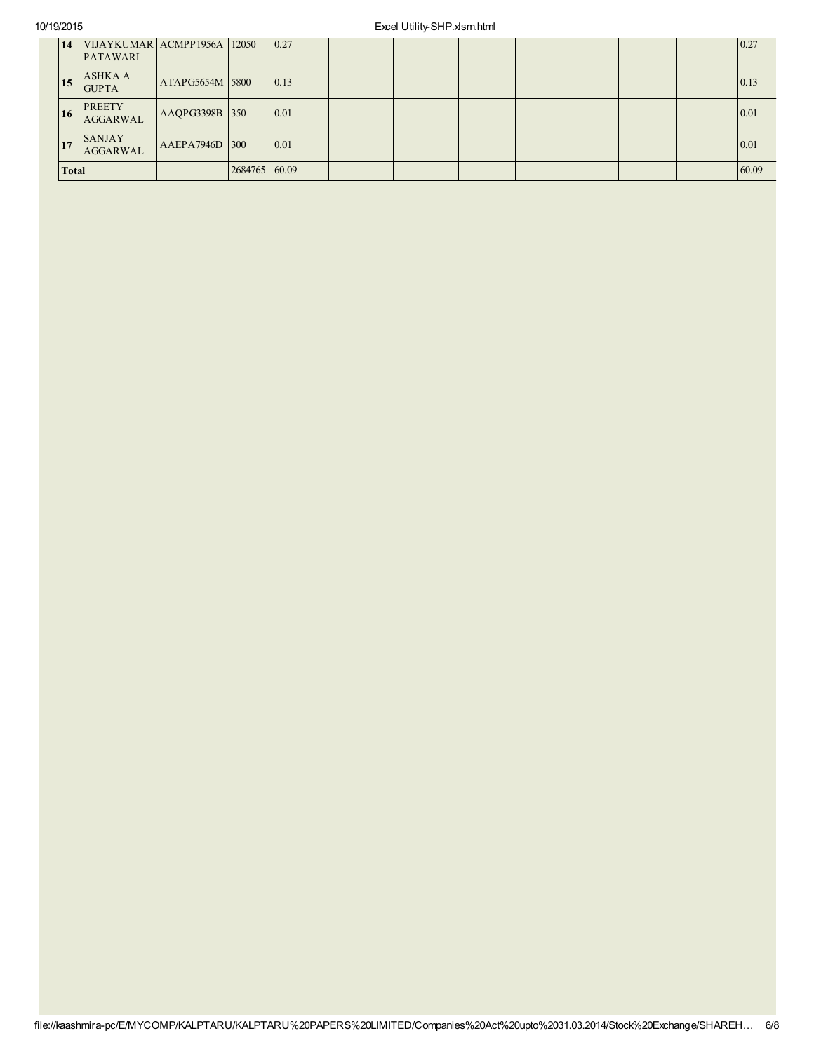| | | | | | | | | | | | | |
|---|---|---|---|---|---|---|---|---|---|---|---|---|
| 14 | VIJAYKUMAR PATAWARI | ACMPP1956A | 12050 | 0.27 | | | | | | | | 0.27 |
| 15 | ASHKA A GUPTA | ATAPG5654M | 5800 | 0.13 | | | | | | | | 0.13 |
| 16 | PREETY AGGARWAL | AAQPG3398B | 350 | 0.01 | | | | | | | | 0.01 |
| 17 | SANJAY AGGARWAL | AAEPA7946D | 300 | 0.01 | | | | | | | | 0.01 |
| Total | | | 2684765 | 60.09 | | | | | | | | 60.09 |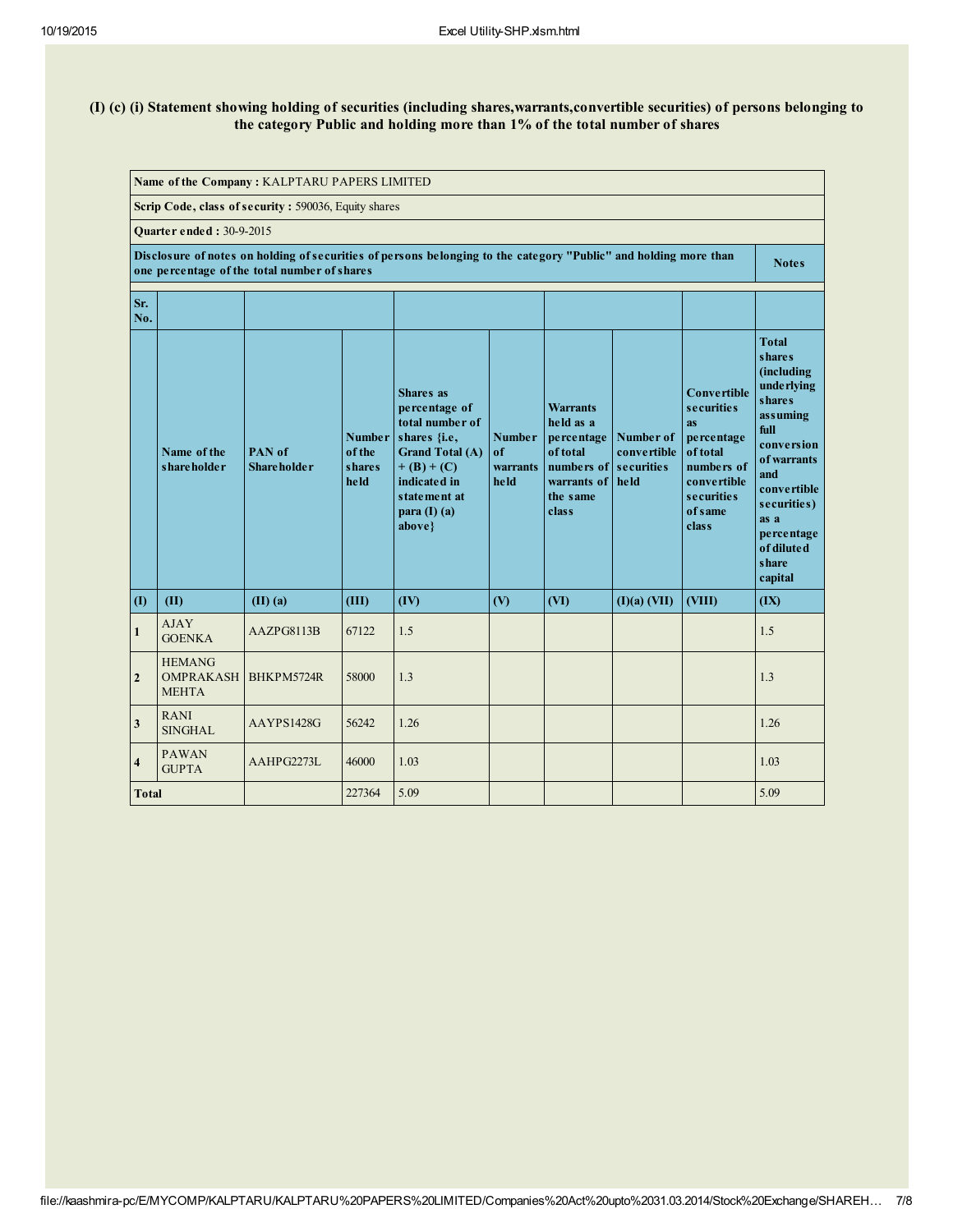## (I) (c) (i) Statement showing holding of securities (including shares,warrants,convertible securities) of persons belonging to the category Public and holding more than 1% of the total number of shares

| | | | | | | | | | |
|---|---|---|---|---|---|---|---|---|---|
| **Name of the Company :** KALPTARU PAPERS LIMITED | | | | | | | | | |
| **Scrip Code, class of security :** 590036, Equity shares | | | | | | | | | |
| **Quarter ended :** 30-9-2015 | | | | | | | | | |
| **Disclosure of notes on holding of securities of persons belonging to the category "Public" and holding more than one percentage of the total number of shares** | | | | | | | | | **Notes** |
| **Sr. No.** | | | | | | | | | |
| | **Name of the shareholder** | **PAN of Shareholder** | **Number of the shares held** | **Shares as percentage of total number of shares {i.e, Grand Total (A) + (B) + (C) indicated in statement at para (I) (a) above}** | **Number of warrants held** | **Warrants held as a percentage of total numbers of warrants of the same class** | **Number of convertible securities held** | **Convertible securities as percentage of total numbers of convertible securities of same class** | **Total shares (including underlying shares assuming full conversion of warrants and convertible securities) as a percentage of diluted share capital** |
| **(I)** | **(II)** | **(II) (a)** | **(III)** | **(IV)** | **(V)** | **(VI)** | **(I)(a) (VII)** | **(VIII)** | **(IX)** |
| **1** | AJAY GOENKA | AAZPG8113B | 67122 | 1.5 | | | | | 1.5 |
| **2** | HEMANG OMPRAKASH MEHTA | BHKPM5724R | 58000 | 1.3 | | | | | 1.3 |
| **3** | RANI SINGHAL | AAYPS1428G | 56242 | 1.26 | | | | | 1.26 |
| **4** | PAWAN GUPTA | AAHPG2273L | 46000 | 1.03 | | | | | 1.03 |
| **Total** | | | 227364 | 5.09 | | | | | 5.09 |